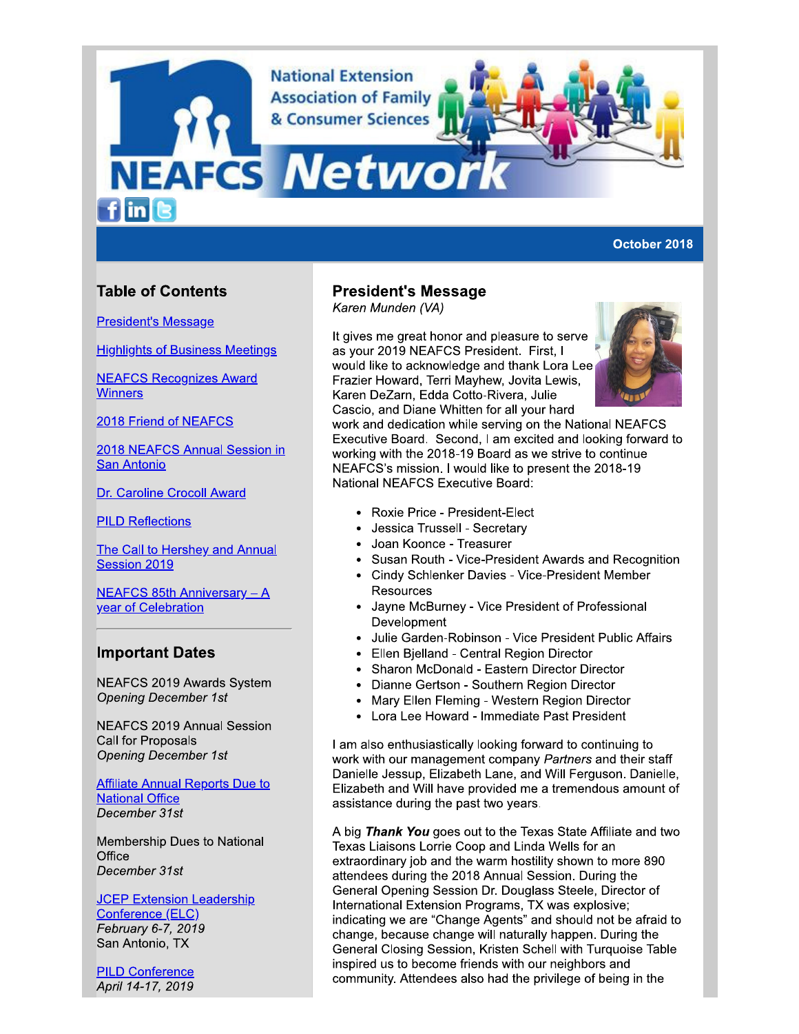# NEAFCS Network

National Extension Association of Family & Consumer Sciences

October 2018

## Table of Contents

[President's Message]

[Highlights of Business Meetings]

[NEAFCS Recognizes Award Winners]

[2018 Friend of NEAFCS]

[2018 NEAFCS Annual Session in San Antonio]

[Dr. Caroline Crocoll Award]

[PILD Reflections]

[The Call to Hershey and Annual Session 2019]

[NEAFCS 85th Anniversary – A year of Celebration]

## Important Dates

NEAFCS 2019 Awards System
*Opening December 1st*

NEAFCS 2019 Annual Session Call for Proposals
*Opening December 1st*

[Affiliate Annual Reports Due to National Office]
*December 31st*

Membership Dues to National Office
*December 31st*

[JCEP Extension Leadership Conference (ELC)]
*February 6-7, 2019*
San Antonio, TX

[PILD Conference]
*April 14-17, 2019*

## President's Message

*Karen Munden (VA)*

It gives me great honor and pleasure to serve as your 2019 NEAFCS President. First, I would like to acknowledge and thank Lora Lee Frazier Howard, Terri Mayhew, Jovita Lewis, Karen DeZarn, Edda Cotto-Rivera, Julie Cascio, and Diane Whitten for all your hard work and dedication while serving on the National NEAFCS Executive Board. Second, I am excited and looking forward to working with the 2018-19 Board as we strive to continue NEAFCS's mission. I would like to present the 2018-19 National NEAFCS Executive Board:

- Roxie Price - President-Elect
- Jessica Trussell - Secretary
- Joan Koonce - Treasurer
- Susan Routh - Vice-President Awards and Recognition
- Cindy Schlenker Davies - Vice-President Member Resources
- Jayne McBurney - Vice President of Professional Development
- Julie Garden-Robinson - Vice President Public Affairs
- Ellen Bjelland - Central Region Director
- Sharon McDonald - Eastern Director Director
- Dianne Gertson - Southern Region Director
- Mary Ellen Fleming - Western Region Director
- Lora Lee Howard - Immediate Past President

I am also enthusiastically looking forward to continuing to work with our management company *Partners* and their staff Danielle Jessup, Elizabeth Lane, and Will Ferguson. Danielle, Elizabeth and Will have provided me a tremendous amount of assistance during the past two years.

A big ***Thank You*** goes out to the Texas State Affiliate and two Texas Liaisons Lorrie Coop and Linda Wells for an extraordinary job and the warm hostility shown to more 890 attendees during the 2018 Annual Session. During the General Opening Session Dr. Douglass Steele, Director of International Extension Programs, TX was explosive; indicating we are "Change Agents" and should not be afraid to change, because change will naturally happen. During the General Closing Session, Kristen Schell with Turquoise Table inspired us to become friends with our neighbors and community. Attendees also had the privilege of being in the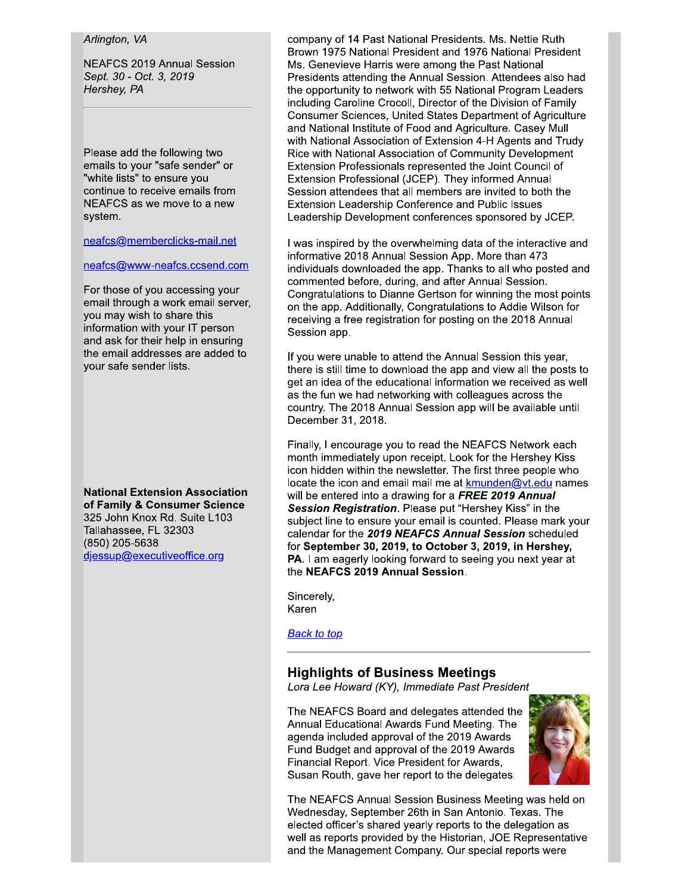*Arlington, VA*

NEAFCS 2019 Annual Session
*Sept. 30 - Oct. 3, 2019*
*Hershey, PA*

---

Please add the following two emails to your "safe sender" or "white lists" to ensure you continue to receive emails from NEAFCS as we move to a new system.

[neafcs@memberclicks-mail.net](mailto:neafcs@memberclicks-mail.net)

[neafcs@www-neafcs.ccsend.com](mailto:neafcs@www-neafcs.ccsend.com)

For those of you accessing your email through a work email server, you may wish to share this information with your IT person and ask for their help in ensuring the email addresses are added to your safe sender lists.

**National Extension Association of Family & Consumer Science**
325 John Knox Rd. Suite L103
Tallahassee, FL 32303
(850) 205-5638
[djessup@executiveoffice.org](mailto:djessup@executiveoffice.org)

company of 14 Past National Presidents. Ms. Nettie Ruth Brown 1975 National President and 1976 National President Ms. Genevieve Harris were among the Past National Presidents attending the Annual Session. Attendees also had the opportunity to network with 55 National Program Leaders including Caroline Crocoll, Director of the Division of Family Consumer Sciences, United States Department of Agriculture and National Institute of Food and Agriculture. Casey Mull with National Association of Extension 4-H Agents and Trudy Rice with National Association of Community Development Extension Professionals represented the Joint Council of Extension Professional (JCEP). They informed Annual Session attendees that all members are invited to both the Extension Leadership Conference and Public Issues Leadership Development conferences sponsored by JCEP.

I was inspired by the overwhelming data of the interactive and informative 2018 Annual Session App. More than 473 individuals downloaded the app. Thanks to all who posted and commented before, during, and after Annual Session. Congratulations to Dianne Gertson for winning the most points on the app. Additionally, Congratulations to Addie Wilson for receiving a free registration for posting on the 2018 Annual Session app.

If you were unable to attend the Annual Session this year, there is still time to download the app and view all the posts to get an idea of the educational information we received as well as the fun we had networking with colleagues across the country. The 2018 Annual Session app will be available until December 31, 2018.

Finally, I encourage you to read the NEAFCS Network each month immediately upon receipt. Look for the Hershey Kiss icon hidden within the newsletter. The first three people who locate the icon and email mail me at [kmunden@vt.edu](mailto:kmunden@vt.edu) names will be entered into a drawing for a ***FREE 2019 Annual Session Registration***. Please put "Hershey Kiss" in the subject line to ensure your email is counted. Please mark your calendar for the ***2019 NEAFCS Annual Session*** scheduled for **September 30, 2019, to October 3, 2019, in Hershey, PA**. I am eagerly looking forward to seeing you next year at the **NEAFCS 2019 Annual Session**.

Sincerely,
Karen

*Back to top*

---

## Highlights of Business Meetings

*Lora Lee Howard (KY), Immediate Past President*

The NEAFCS Board and delegates attended the Annual Educational Awards Fund Meeting. The agenda included approval of the 2019 Awards Fund Budget and approval of the 2019 Awards Financial Report. Vice President for Awards, Susan Routh, gave her report to the delegates.

The NEAFCS Annual Session Business Meeting was held on Wednesday, September 26th in San Antonio. Texas. The elected officer's shared yearly reports to the delegation as well as reports provided by the Historian, JOE Representative and the Management Company. Our special reports were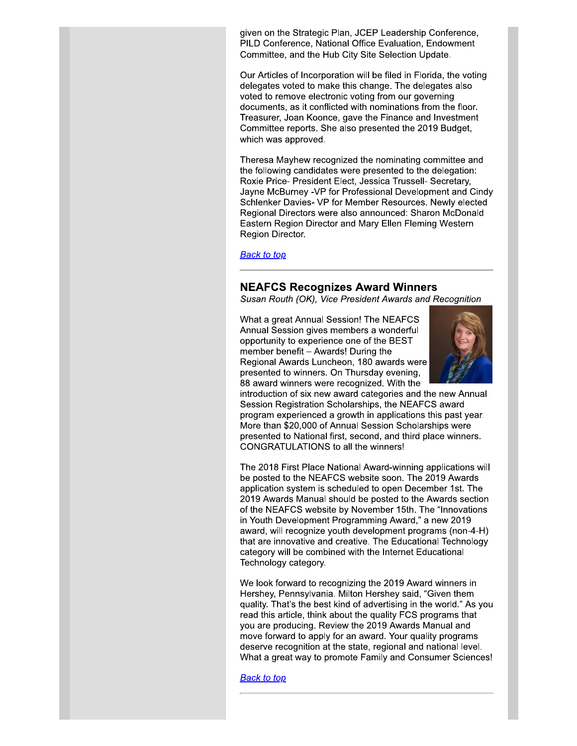given on the Strategic Plan, JCEP Leadership Conference, PILD Conference, National Office Evaluation, Endowment Committee, and the Hub City Site Selection Update.

Our Articles of Incorporation will be filed in Florida, the voting delegates voted to make this change. The delegates also voted to remove electronic voting from our governing documents, as it conflicted with nominations from the floor. Treasurer, Joan Koonce, gave the Finance and Investment Committee reports. She also presented the 2019 Budget, which was approved.

Theresa Mayhew recognized the nominating committee and the following candidates were presented to the delegation: Roxie Price- President Elect, Jessica Trussell- Secretary, Jayne McBurney -VP for Professional Development and Cindy Schlenker Davies- VP for Member Resources. Newly elected Regional Directors were also announced: Sharon McDonald Eastern Region Director and Mary Ellen Fleming Western Region Director.

[Back to top]

---

## NEAFCS Recognizes Award Winners

*Susan Routh (OK), Vice President Awards and Recognition*

What a great Annual Session! The NEAFCS Annual Session gives members a wonderful opportunity to experience one of the BEST member benefit – Awards! During the Regional Awards Luncheon, 180 awards were presented to winners. On Thursday evening, 88 award winners were recognized. With the introduction of six new award categories and the new Annual Session Registration Scholarships, the NEAFCS award program experienced a growth in applications this past year. More than $20,000 of Annual Session Scholarships were presented to National first, second, and third place winners. CONGRATULATIONS to all the winners!

The 2018 First Place National Award-winning applications will be posted to the NEAFCS website soon. The 2019 Awards application system is scheduled to open December 1st. The 2019 Awards Manual should be posted to the Awards section of the NEAFCS website by November 15th. The "Innovations in Youth Development Programming Award," a new 2019 award, will recognize youth development programs (non-4-H) that are innovative and creative. The Educational Technology category will be combined with the Internet Educational Technology category.

We look forward to recognizing the 2019 Award winners in Hershey, Pennsylvania. Milton Hershey said, "Given them quality. That's the best kind of advertising in the world." As you read this article, think about the quality FCS programs that you are producing. Review the 2019 Awards Manual and move forward to apply for an award. Your quality programs deserve recognition at the state, regional and national level. What a great way to promote Family and Consumer Sciences!

[Back to top]

---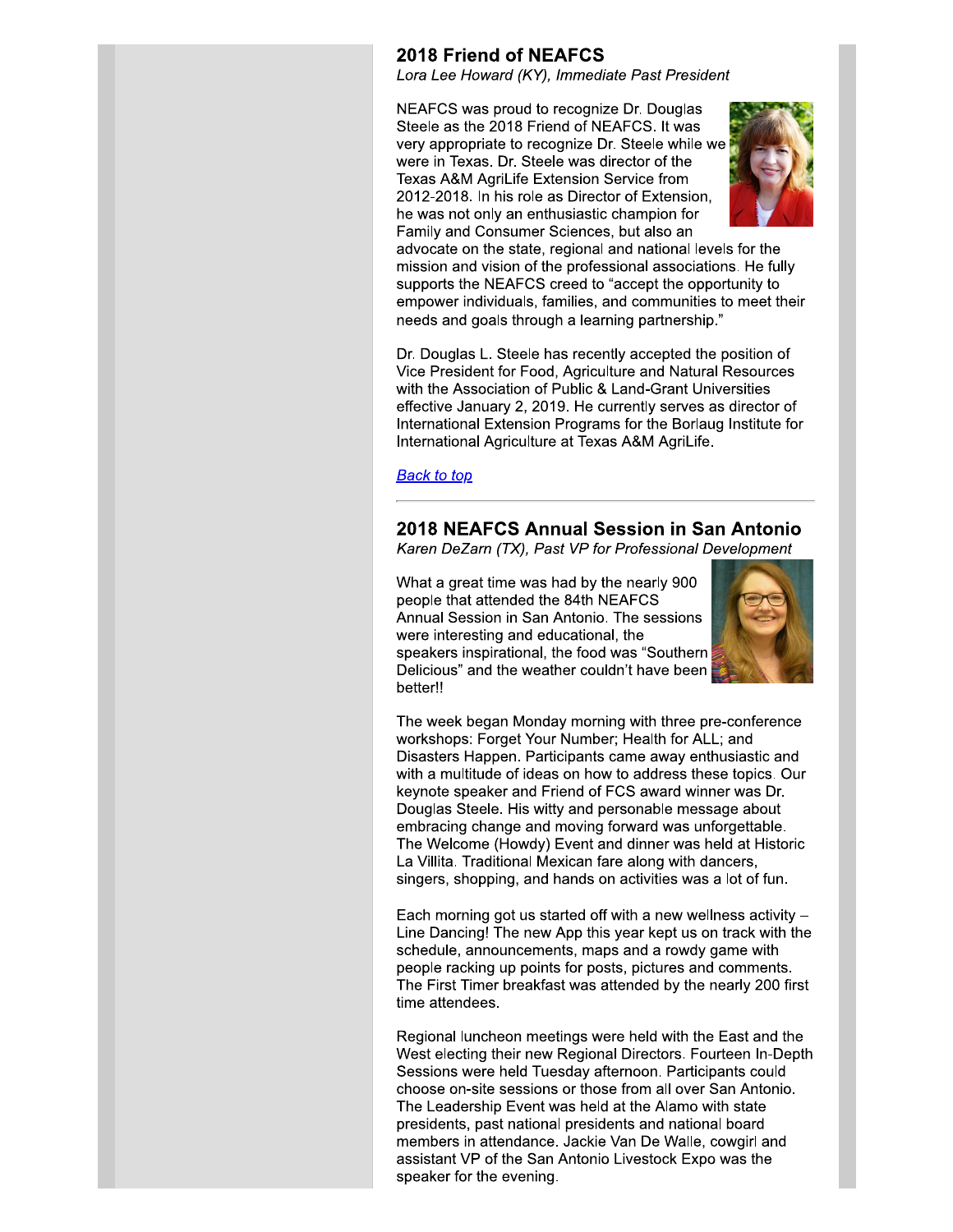## 2018 Friend of NEAFCS

*Lora Lee Howard (KY), Immediate Past President*

NEAFCS was proud to recognize Dr. Douglas Steele as the 2018 Friend of NEAFCS. It was very appropriate to recognize Dr. Steele while we were in Texas. Dr. Steele was director of the Texas A&M AgriLife Extension Service from 2012-2018. In his role as Director of Extension, he was not only an enthusiastic champion for Family and Consumer Sciences, but also an advocate on the state, regional and national levels for the mission and vision of the professional associations. He fully supports the NEAFCS creed to “accept the opportunity to empower individuals, families, and communities to meet their needs and goals through a learning partnership.”

Dr. Douglas L. Steele has recently accepted the position of Vice President for Food, Agriculture and Natural Resources with the Association of Public & Land-Grant Universities effective January 2, 2019. He currently serves as director of International Extension Programs for the Borlaug Institute for International Agriculture at Texas A&M AgriLife.

*Back to top*

---

## 2018 NEAFCS Annual Session in San Antonio

*Karen DeZarn (TX), Past VP for Professional Development*

What a great time was had by the nearly 900 people that attended the 84th NEAFCS Annual Session in San Antonio. The sessions were interesting and educational, the speakers inspirational, the food was “Southern Delicious” and the weather couldn’t have been better!!

The week began Monday morning with three pre-conference workshops: Forget Your Number; Health for ALL; and Disasters Happen. Participants came away enthusiastic and with a multitude of ideas on how to address these topics. Our keynote speaker and Friend of FCS award winner was Dr. Douglas Steele. His witty and personable message about embracing change and moving forward was unforgettable. The Welcome (Howdy) Event and dinner was held at Historic La Villita. Traditional Mexican fare along with dancers, singers, shopping, and hands on activities was a lot of fun.

Each morning got us started off with a new wellness activity – Line Dancing! The new App this year kept us on track with the schedule, announcements, maps and a rowdy game with people racking up points for posts, pictures and comments. The First Timer breakfast was attended by the nearly 200 first time attendees.

Regional luncheon meetings were held with the East and the West electing their new Regional Directors. Fourteen In-Depth Sessions were held Tuesday afternoon. Participants could choose on-site sessions or those from all over San Antonio. The Leadership Event was held at the Alamo with state presidents, past national presidents and national board members in attendance. Jackie Van De Walle, cowgirl and assistant VP of the San Antonio Livestock Expo was the speaker for the evening.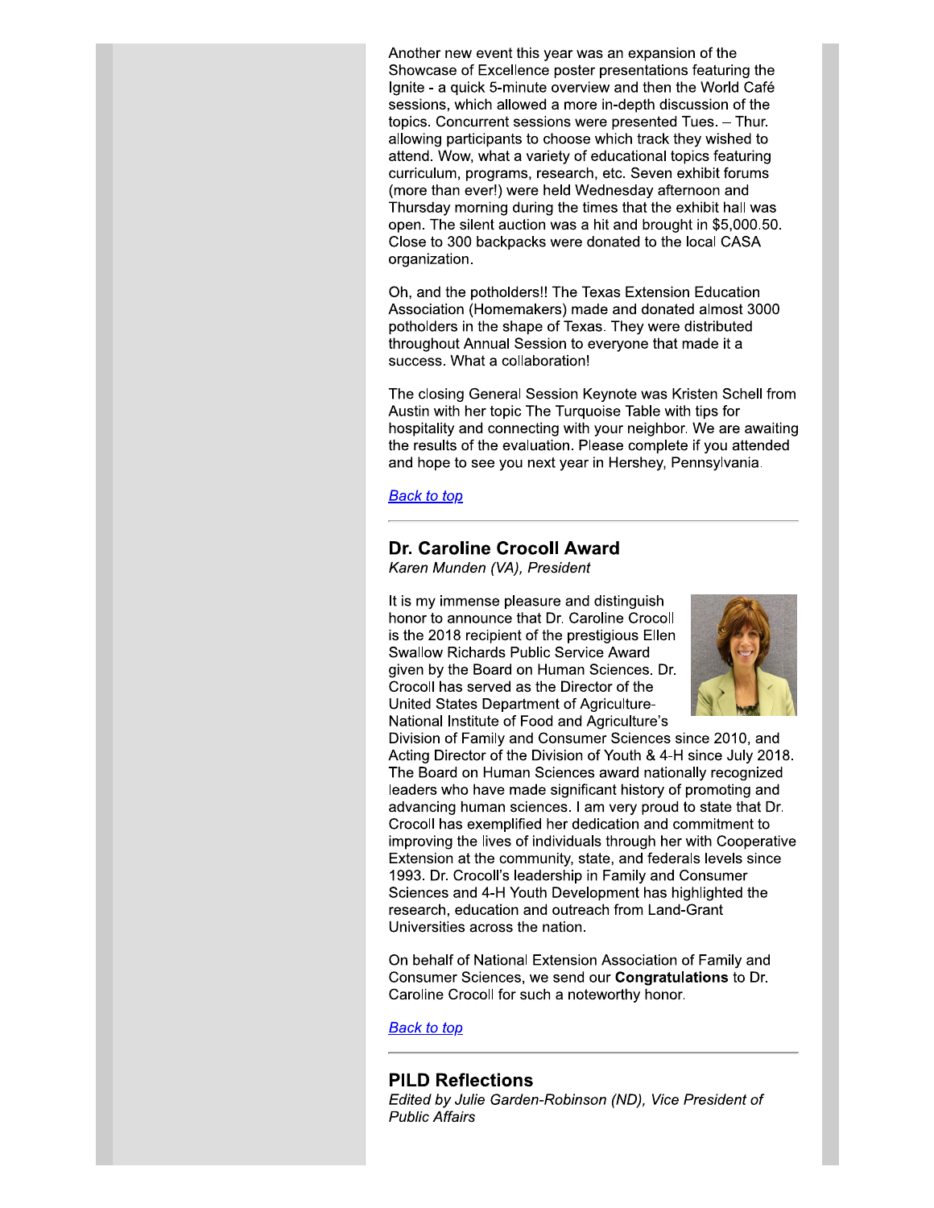Another new event this year was an expansion of the Showcase of Excellence poster presentations featuring the Ignite - a quick 5-minute overview and then the World Café sessions, which allowed a more in-depth discussion of the topics. Concurrent sessions were presented Tues. – Thur. allowing participants to choose which track they wished to attend. Wow, what a variety of educational topics featuring curriculum, programs, research, etc. Seven exhibit forums (more than ever!) were held Wednesday afternoon and Thursday morning during the times that the exhibit hall was open. The silent auction was a hit and brought in $5,000.50. Close to 300 backpacks were donated to the local CASA organization.

Oh, and the potholders!! The Texas Extension Education Association (Homemakers) made and donated almost 3000 potholders in the shape of Texas. They were distributed throughout Annual Session to everyone that made it a success. What a collaboration!

The closing General Session Keynote was Kristen Schell from Austin with her topic The Turquoise Table with tips for hospitality and connecting with your neighbor. We are awaiting the results of the evaluation. Please complete if you attended and hope to see you next year in Hershey, Pennsylvania.

[Back to top]

---

## Dr. Caroline Crocoll Award

*Karen Munden (VA), President*

It is my immense pleasure and distinguish honor to announce that Dr. Caroline Crocoll is the 2018 recipient of the prestigious Ellen Swallow Richards Public Service Award given by the Board on Human Sciences. Dr. Crocoll has served as the Director of the United States Department of Agriculture-National Institute of Food and Agriculture's Division of Family and Consumer Sciences since 2010, and Acting Director of the Division of Youth & 4-H since July 2018. The Board on Human Sciences award nationally recognized leaders who have made significant history of promoting and advancing human sciences. I am very proud to state that Dr. Crocoll has exemplified her dedication and commitment to improving the lives of individuals through her with Cooperative Extension at the community, state, and federals levels since 1993. Dr. Crocoll's leadership in Family and Consumer Sciences and 4-H Youth Development has highlighted the research, education and outreach from Land-Grant Universities across the nation.

On behalf of National Extension Association of Family and Consumer Sciences, we send our **Congratulations** to Dr. Caroline Crocoll for such a noteworthy honor.

[Back to top]

---

## PILD Reflections

*Edited by Julie Garden-Robinson (ND), Vice President of Public Affairs*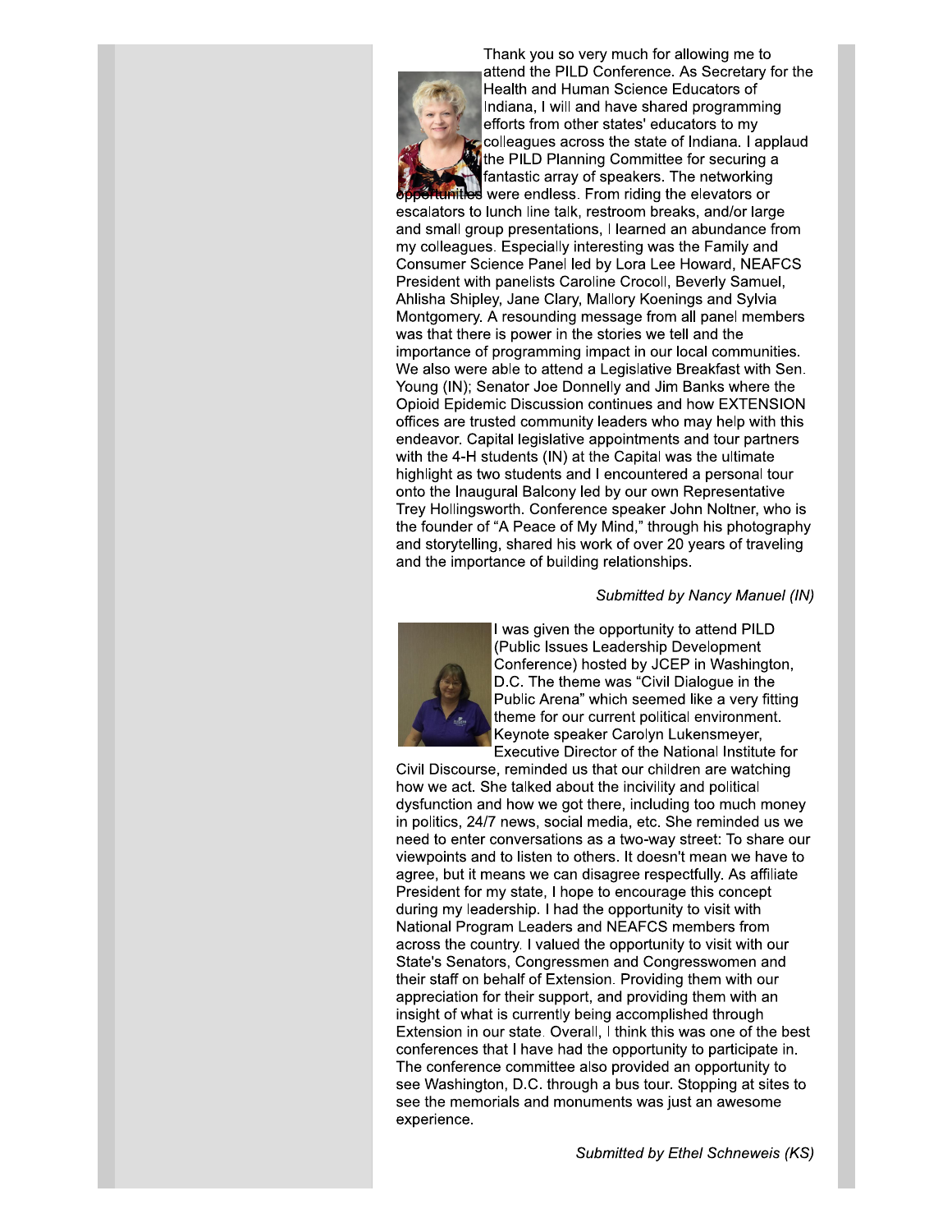Thank you so very much for allowing me to attend the PILD Conference. As Secretary for the Health and Human Science Educators of Indiana, I will and have shared programming efforts from other states' educators to my colleagues across the state of Indiana. I applaud the PILD Planning Committee for securing a fantastic array of speakers. The networking opportunities were endless. From riding the elevators or escalators to lunch line talk, restroom breaks, and/or large and small group presentations, I learned an abundance from my colleagues. Especially interesting was the Family and Consumer Science Panel led by Lora Lee Howard, NEAFCS President with panelists Caroline Crocoll, Beverly Samuel, Ahlisha Shipley, Jane Clary, Mallory Koenings and Sylvia Montgomery. A resounding message from all panel members was that there is power in the stories we tell and the importance of programming impact in our local communities. We also were able to attend a Legislative Breakfast with Sen. Young (IN); Senator Joe Donnelly and Jim Banks where the Opioid Epidemic Discussion continues and how EXTENSION offices are trusted community leaders who may help with this endeavor. Capital legislative appointments and tour partners with the 4-H students (IN) at the Capital was the ultimate highlight as two students and I encountered a personal tour onto the Inaugural Balcony led by our own Representative Trey Hollingsworth. Conference speaker John Noltner, who is the founder of "A Peace of My Mind," through his photography and storytelling, shared his work of over 20 years of traveling and the importance of building relationships.

*Submitted by Nancy Manuel (IN)*

I was given the opportunity to attend PILD (Public Issues Leadership Development Conference) hosted by JCEP in Washington, D.C. The theme was "Civil Dialogue in the Public Arena" which seemed like a very fitting theme for our current political environment. Keynote speaker Carolyn Lukensmeyer, Executive Director of the National Institute for Civil Discourse, reminded us that our children are watching how we act. She talked about the incivility and political dysfunction and how we got there, including too much money in politics, 24/7 news, social media, etc. She reminded us we need to enter conversations as a two-way street: To share our viewpoints and to listen to others. It doesn't mean we have to agree, but it means we can disagree respectfully. As affiliate President for my state, I hope to encourage this concept during my leadership. I had the opportunity to visit with National Program Leaders and NEAFCS members from across the country. I valued the opportunity to visit with our State's Senators, Congressmen and Congresswomen and their staff on behalf of Extension. Providing them with our appreciation for their support, and providing them with an insight of what is currently being accomplished through Extension in our state. Overall, I think this was one of the best conferences that I have had the opportunity to participate in. The conference committee also provided an opportunity to see Washington, D.C. through a bus tour. Stopping at sites to see the memorials and monuments was just an awesome experience.

*Submitted by Ethel Schneweis (KS)*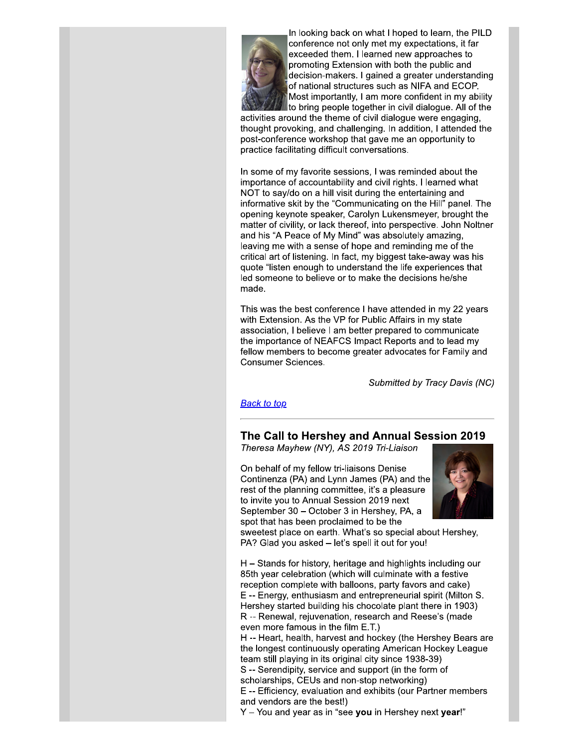In looking back on what I hoped to learn, the PILD conference not only met my expectations, it far exceeded them. I learned new approaches to promoting Extension with both the public and decision-makers. I gained a greater understanding of national structures such as NIFA and ECOP. Most importantly, I am more confident in my ability to bring people together in civil dialogue. All of the activities around the theme of civil dialogue were engaging, thought provoking, and challenging. In addition, I attended the post-conference workshop that gave me an opportunity to practice facilitating difficult conversations.

In some of my favorite sessions, I was reminded about the importance of accountability and civil rights. I learned what NOT to say/do on a hill visit during the entertaining and informative skit by the "Communicating on the Hill" panel. The opening keynote speaker, Carolyn Lukensmeyer, brought the matter of civility, or lack thereof, into perspective. John Noltner and his "A Peace of My Mind" was absolutely amazing, leaving me with a sense of hope and reminding me of the critical art of listening. In fact, my biggest take-away was his quote "listen enough to understand the life experiences that led someone to believe or to make the decisions he/she made.

This was the best conference I have attended in my 22 years with Extension. As the VP for Public Affairs in my state association, I believe I am better prepared to communicate the importance of NEAFCS Impact Reports and to lead my fellow members to become greater advocates for Family and Consumer Sciences.

*Submitted by Tracy Davis (NC)*

[Back to top]

---

## The Call to Hershey and Annual Session 2019

*Theresa Mayhew (NY), AS 2019 Tri-Liaison*

On behalf of my fellow tri-liaisons Denise Continenza (PA) and Lynn James (PA) and the rest of the planning committee, it's a pleasure to invite you to Annual Session 2019 next September 30 – October 3 in Hershey, PA, a spot that has been proclaimed to be the sweetest place on earth. What's so special about Hershey, PA? Glad you asked – let's spell it out for you!

H – Stands for history, heritage and highlights including our 85th year celebration (which will culminate with a festive reception complete with balloons, party favors and cake)
E -- Energy, enthusiasm and entrepreneurial spirit (Milton S. Hershey started building his chocolate plant there in 1903)
R -- Renewal, rejuvenation, research and Reese's (made even more famous in the film E.T.)
H -- Heart, health, harvest and hockey (the Hershey Bears are the longest continuously operating American Hockey League team still playing in its original city since 1938-39)
S -- Serendipity, service and support (in the form of scholarships, CEUs and non-stop networking)
E -- Efficiency, evaluation and exhibits (our Partner members and vendors are the best!)
Y – You and year as in "see **you** in Hershey next **year**!"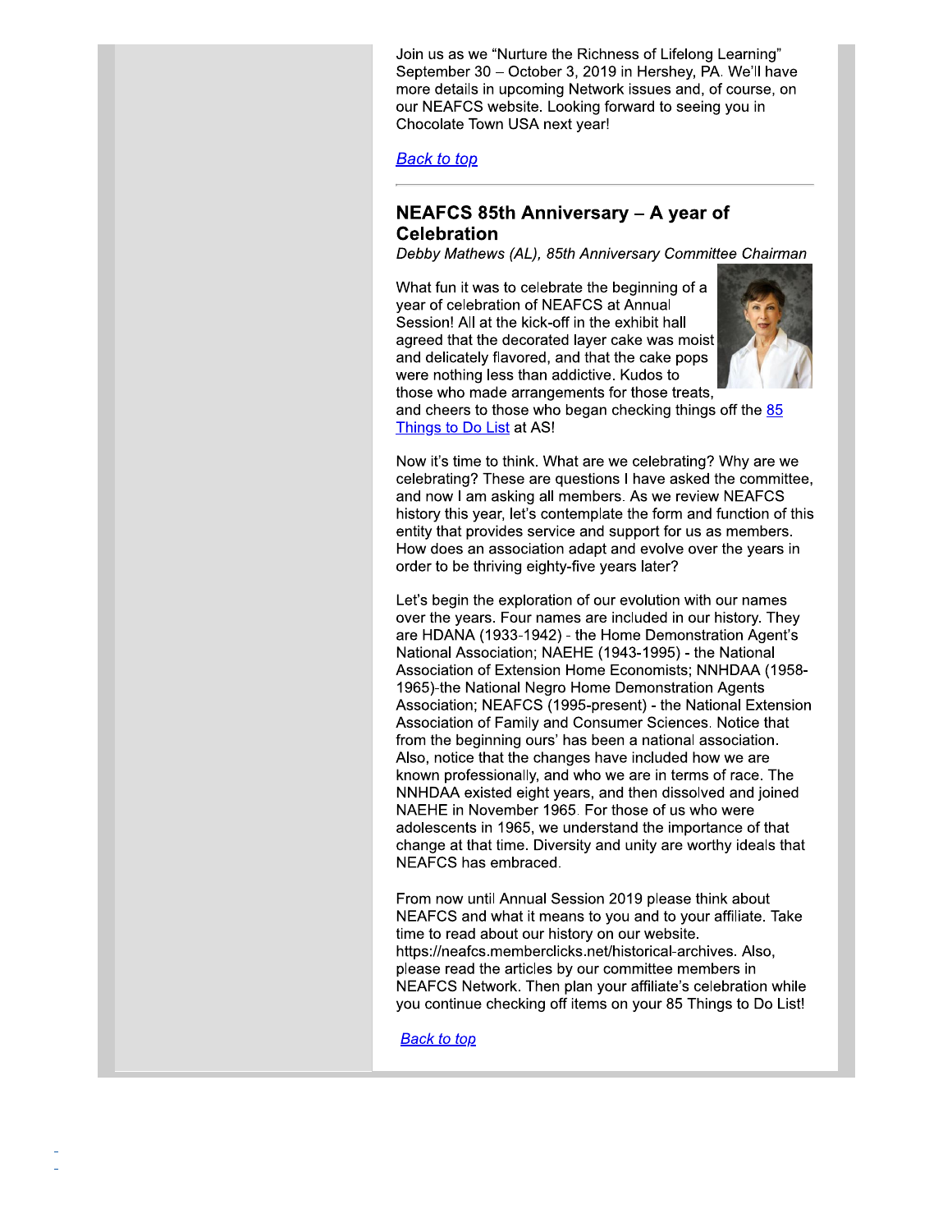Join us as we "Nurture the Richness of Lifelong Learning" September 30 – October 3, 2019 in Hershey, PA. We'll have more details in upcoming Network issues and, of course, on our NEAFCS website. Looking forward to seeing you in Chocolate Town USA next year!

*Back to top*

---

## NEAFCS 85th Anniversary – A year of Celebration

*Debby Mathews (AL), 85th Anniversary Committee Chairman*

What fun it was to celebrate the beginning of a year of celebration of NEAFCS at Annual Session! All at the kick-off in the exhibit hall agreed that the decorated layer cake was moist and delicately flavored, and that the cake pops were nothing less than addictive. Kudos to those who made arrangements for those treats, and cheers to those who began checking things off the 85 Things to Do List at AS!

Now it's time to think. What are we celebrating? Why are we celebrating? These are questions I have asked the committee, and now I am asking all members. As we review NEAFCS history this year, let's contemplate the form and function of this entity that provides service and support for us as members. How does an association adapt and evolve over the years in order to be thriving eighty-five years later?

Let's begin the exploration of our evolution with our names over the years. Four names are included in our history. They are HDANA (1933-1942) - the Home Demonstration Agent's National Association; NAEHE (1943-1995) - the National Association of Extension Home Economists; NNHDAA (1958-1965)-the National Negro Home Demonstration Agents Association; NEAFCS (1995-present) - the National Extension Association of Family and Consumer Sciences. Notice that from the beginning ours' has been a national association. Also, notice that the changes have included how we are known professionally, and who we are in terms of race. The NNHDAA existed eight years, and then dissolved and joined NAEHE in November 1965. For those of us who were adolescents in 1965, we understand the importance of that change at that time. Diversity and unity are worthy ideals that NEAFCS has embraced.

From now until Annual Session 2019 please think about NEAFCS and what it means to you and to your affiliate. Take time to read about our history on our website. https://neafcs.memberclicks.net/historical-archives. Also, please read the articles by our committee members in NEAFCS Network. Then plan your affiliate's celebration while you continue checking off items on your 85 Things to Do List!

*Back to top*